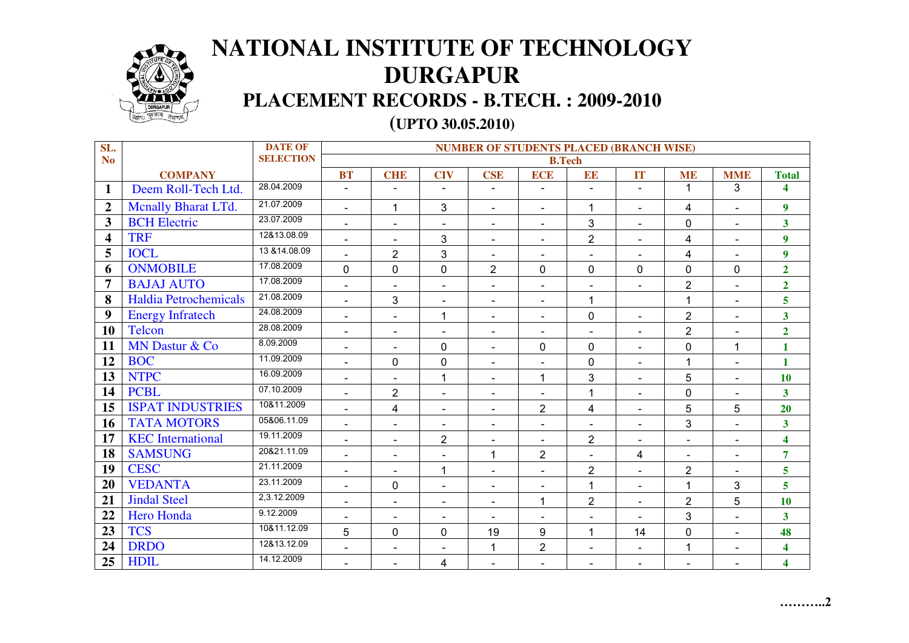# NATIONAL INSTITUTE OF TECHNOLOGY DURGAPUR

## PLACEMENT RECORDS - B.TECH. : 2009-2010

### (UPTO 30.05.2010)

| SL. No | COMPANY | DATE OF SELECTION | NUMBER OF STUDENTS PLACED (BRANCH WISE) | | | | | | | | | |
|---|---|---|---|---|---|---|---|---|---|---|---|---|
| | | | B.Tech | | | | | | | | | |
| | | | BT | CHE | CIV | CSE | ECE | EE | IT | ME | MME | Total |
| 1 | Deem Roll-Tech Ltd. | 28.04.2009 | - | - | - | - | - | - | - | 1 | 3 | 4 |
| 2 | Mcnally Bharat LTd. | 21.07.2009 | - | 1 | 3 | - | - | 1 | - | 4 | - | 9 |
| 3 | BCH Electric | 23.07.2009 | - | - | - | - | - | 3 | - | 0 | - | 3 |
| 4 | TRF | 12&13.08.09 | - | - | 3 | - | - | 2 | - | 4 | - | 9 |
| 5 | IOCL | 13 &14.08.09 | - | 2 | 3 | - | - | - | - | 4 | - | 9 |
| 6 | ONMOBILE | 17.08.2009 | 0 | 0 | 0 | 2 | 0 | 0 | 0 | 0 | 0 | 2 |
| 7 | BAJAJ AUTO | 17.08.2009 | - | - | - | - | - | - | - | 2 | - | 2 |
| 8 | Haldia Petrochemicals | 21.08.2009 | - | 3 | - | - | - | 1 | | 1 | - | 5 |
| 9 | Energy Infratech | 24.08.2009 | - | - | 1 | - | - | 0 | - | 2 | - | 3 |
| 10 | Telcon | 28.08.2009 | - | - | - | - | - | - | - | 2 | - | 2 |
| 11 | MN Dastur & Co | 8.09.2009 | - | - | 0 | - | 0 | 0 | - | 0 | 1 | 1 |
| 12 | BOC | 11.09.2009 | - | 0 | 0 | - | - | 0 | - | 1 | - | 1 |
| 13 | NTPC | 16.09.2009 | - | - | 1 | - | 1 | 3 | - | 5 | - | 10 |
| 14 | PCBL | 07.10.2009 | - | 2 | - | - | - | 1 | - | 0 | - | 3 |
| 15 | ISPAT INDUSTRIES | 10&11.2009 | - | 4 | - | - | 2 | 4 | - | 5 | 5 | 20 |
| 16 | TATA MOTORS | 05&06.11.09 | - | - | - | - | - | - | - | 3 | - | 3 |
| 17 | KEC International | 19.11.2009 | - | - | 2 | - | - | 2 | - | - | - | 4 |
| 18 | SAMSUNG | 20&21.11.09 | - | - | - | 1 | 2 | - | 4 | - | - | 7 |
| 19 | CESC | 21.11.2009 | - | - | 1 | - | - | 2 | - | 2 | - | 5 |
| 20 | VEDANTA | 23.11.2009 | - | 0 | - | - | - | 1 | - | 1 | 3 | 5 |
| 21 | Jindal Steel | 2,3.12.2009 | - | - | - | - | 1 | 2 | - | 2 | 5 | 10 |
| 22 | Hero Honda | 9.12.2009 | - | - | - | - | - | - | - | 3 | - | 3 |
| 23 | TCS | 10&11.12.09 | 5 | 0 | 0 | 19 | 9 | 1 | 14 | 0 | - | 48 |
| 24 | DRDO | 12&13.12.09 | - | - | - | 1 | 2 | - | - | 1 | - | 4 |
| 25 | HDIL | 14.12.2009 | - | - | 4 | - | - | - | - | - | - | 4 |

………..2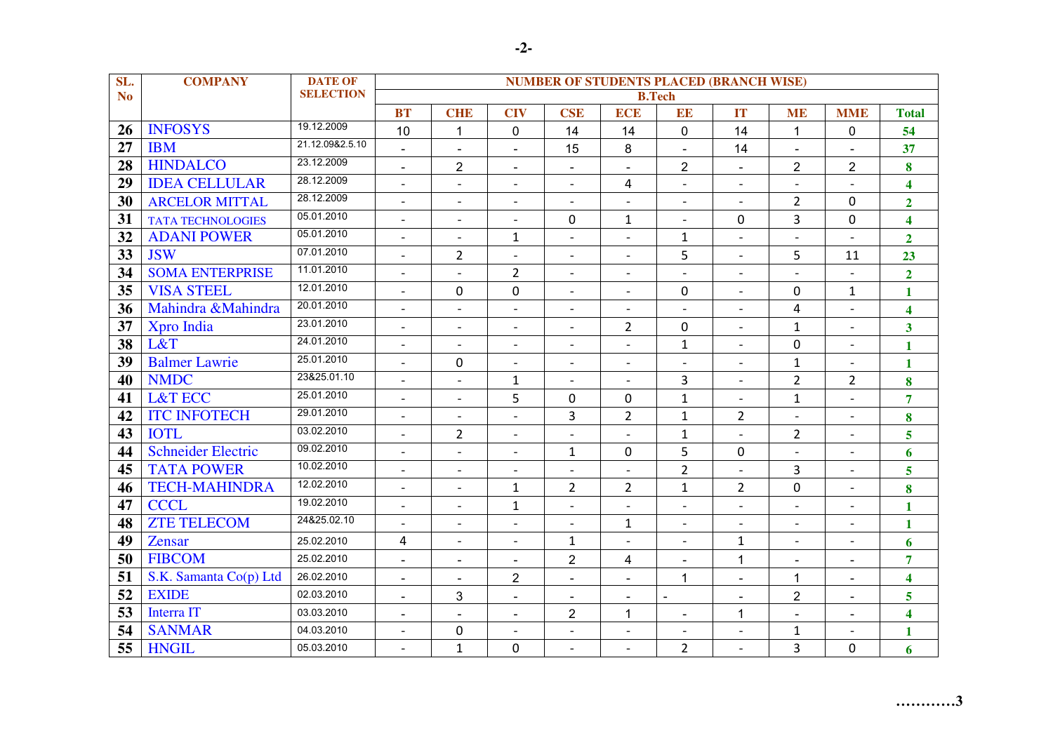| SL. No | COMPANY | DATE OF SELECTION | NUMBER OF STUDENTS PLACED (BRANCH WISE) | | | | | | | | | |
|---|---|---|---|---|---|---|---|---|---|---|---|---|
| | | | B.Tech | | | | | | | | | |
| | | | BT | CHE | CIV | CSE | ECE | EE | IT | ME | MME | Total |
| 26 | INFOSYS | 19.12.2009 | 10 | 1 | 0 | 14 | 14 | 0 | 14 | 1 | 0 | 54 |
| 27 | IBM | 21.12.09&2.5.10 | - | - | - | 15 | 8 | - | 14 | - | - | 37 |
| 28 | HINDALCO | 23.12.2009 | - | 2 | - | - | - | 2 | - | 2 | 2 | 8 |
| 29 | IDEA CELLULAR | 28.12.2009 | - | - | - | - | 4 | - | - | - | - | 4 |
| 30 | ARCELOR MITTAL | 28.12.2009 | - | - | - | - | - | - | - | 2 | 0 | 2 |
| 31 | TATA TECHNOLOGIES | 05.01.2010 | - | - | - | 0 | 1 | - | 0 | 3 | 0 | 4 |
| 32 | ADANI POWER | 05.01.2010 | - | - | 1 | - | - | 1 | - | - | - | 2 |
| 33 | JSW | 07.01.2010 | - | 2 | - | - | - | 5 | - | 5 | 11 | 23 |
| 34 | SOMA ENTERPRISE | 11.01.2010 | - | - | 2 | - | - | - | - | - | - | 2 |
| 35 | VISA STEEL | 12.01.2010 | - | 0 | 0 | - | - | 0 | - | 0 | 1 | 1 |
| 36 | Mahindra &Mahindra | 20.01.2010 | - | - | - | - | - | - | - | 4 | - | 4 |
| 37 | Xpro India | 23.01.2010 | - | - | - | - | 2 | 0 | - | 1 | - | 3 |
| 38 | L&T | 24.01.2010 | - | - | - | - | - | 1 | - | 0 | - | 1 |
| 39 | Balmer Lawrie | 25.01.2010 | - | 0 | - | - | - | - | - | 1 | - | 1 |
| 40 | NMDC | 23&25.01.10 | - | - | 1 | - | - | 3 | - | 2 | 2 | 8 |
| 41 | L&T ECC | 25.01.2010 | - | - | 5 | 0 | 0 | 1 | - | 1 | - | 7 |
| 42 | ITC INFOTECH | 29.01.2010 | - | - | - | 3 | 2 | 1 | 2 | - | - | 8 |
| 43 | IOTL | 03.02.2010 | - | 2 | - | - | - | 1 | - | 2 | - | 5 |
| 44 | Schneider Electric | 09.02.2010 | - | - | - | 1 | 0 | 5 | 0 | - | - | 6 |
| 45 | TATA POWER | 10.02.2010 | - | - | - | - | - | 2 | - | 3 | - | 5 |
| 46 | TECH-MAHINDRA | 12.02.2010 | - | - | 1 | 2 | 2 | 1 | 2 | 0 | - | 8 |
| 47 | CCCL | 19.02.2010 | - | - | 1 | - | - | - | - | - | - | 1 |
| 48 | ZTE TELECOM | 24&25.02.10 | - | - | - | - | 1 | - | - | - | - | 1 |
| 49 | Zensar | 25.02.2010 | 4 | - | - | 1 | - | - | 1 | - | - | 6 |
| 50 | FIBCOM | 25.02.2010 | - | - | - | 2 | 4 | - | 1 | - | - | 7 |
| 51 | S.K. Samanta Co(p) Ltd | 26.02.2010 | - | - | 2 | - | - | 1 | - | 1 | - | 4 |
| 52 | EXIDE | 02.03.2010 | - | 3 | - | - | - | - | - | 2 | - | 5 |
| 53 | Interra IT | 03.03.2010 | - | - | - | 2 | 1 | - | 1 | - | - | 4 |
| 54 | SANMAR | 04.03.2010 | - | 0 | - | - | - | - | - | 1 | - | 1 |
| 55 | HNGIL | 05.03.2010 | - | 1 | 0 | - | - | 2 | - | 3 | 0 | 6 |

…………3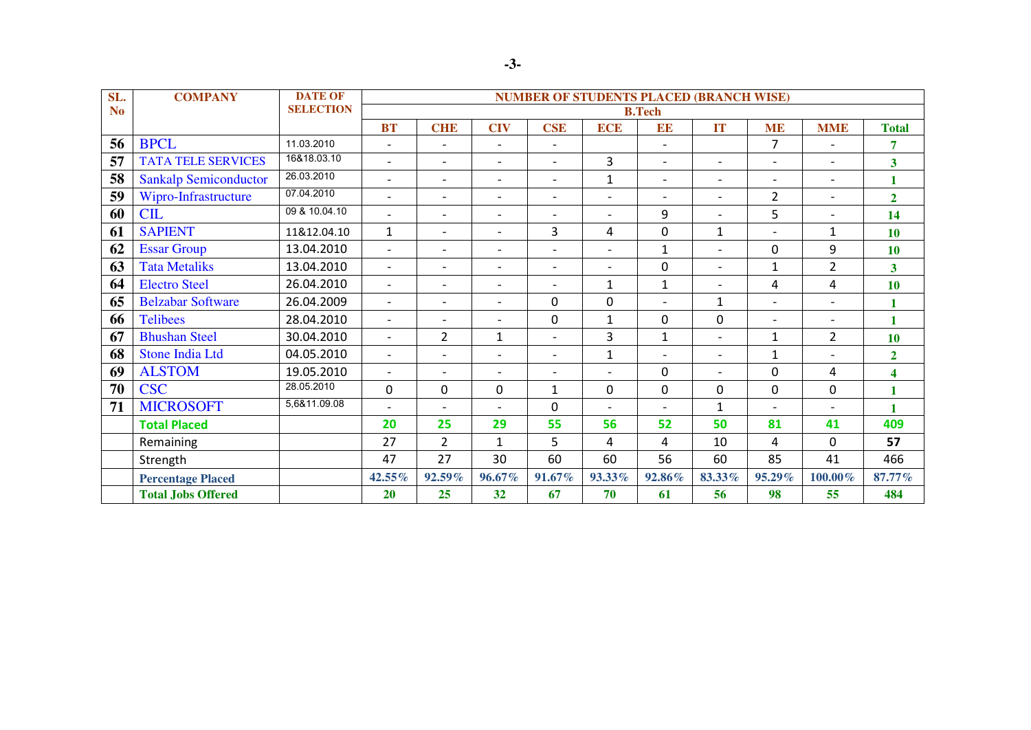| SL. No | COMPANY | DATE OF SELECTION | NUMBER OF STUDENTS PLACED (BRANCH WISE) | | | | | | | | | |
|---|---|---|---|---|---|---|---|---|---|---|---|---|
| | | | B.Tech | | | | | | | | | |
| | | | BT | CHE | CIV | CSE | ECE | EE | IT | ME | MME | Total |
| 56 | BPCL | 11.03.2010 | - | - | - | - | | - | | 7 | - | 7 |
| 57 | TATA TELE SERVICES | 16&18.03.10 | - | - | - | - | 3 | - | - | - | - | 3 |
| 58 | Sankalp Semiconductor | 26.03.2010 | - | - | - | - | 1 | - | - | - | - | 1 |
| 59 | Wipro-Infrastructure | 07.04.2010 | - | - | - | - | - | - | - | 2 | - | 2 |
| 60 | CIL | 09 & 10.04.10 | - | - | - | - | - | 9 | - | 5 | - | 14 |
| 61 | SAPIENT | 11&12.04.10 | 1 | - | - | 3 | 4 | 0 | 1 | - | 1 | 10 |
| 62 | Essar Group | 13.04.2010 | - | - | - | - | - | 1 | - | 0 | 9 | 10 |
| 63 | Tata Metaliks | 13.04.2010 | - | - | - | - | - | 0 | - | 1 | 2 | 3 |
| 64 | Electro Steel | 26.04.2010 | - | - | - | - | 1 | 1 | - | 4 | 4 | 10 |
| 65 | Belzabar Software | 26.04.2009 | - | - | - | 0 | 0 | - | 1 | - | - | 1 |
| 66 | Telibees | 28.04.2010 | - | - | - | 0 | 1 | 0 | 0 | - | - | 1 |
| 67 | Bhushan Steel | 30.04.2010 | - | 2 | 1 | - | 3 | 1 | - | 1 | 2 | 10 |
| 68 | Stone India Ltd | 04.05.2010 | - | - | - | - | 1 | - | - | 1 | - | 2 |
| 69 | ALSTOM | 19.05.2010 | - | - | - | - | - | 0 | - | 0 | 4 | 4 |
| 70 | CSC | 28.05.2010 | 0 | 0 | 0 | 1 | 0 | 0 | 0 | 0 | 0 | 1 |
| 71 | MICROSOFT | 5,6&11.09.08 | - | - | - | 0 | - | - | 1 | - | - | 1 |
| | **Total Placed** | | **20** | **25** | **29** | **55** | **56** | **52** | **50** | **81** | **41** | **409** |
| | Remaining | | 27 | 2 | 1 | 5 | 4 | 4 | 10 | 4 | 0 | **57** |
| | Strength | | 47 | 27 | 30 | 60 | 60 | 56 | 60 | 85 | 41 | 466 |
| | **Percentage Placed** | | **42.55%** | **92.59%** | **96.67%** | **91.67%** | **93.33%** | **92.86%** | **83.33%** | **95.29%** | **100.00%** | **87.77%** |
| | **Total Jobs Offered** | | **20** | **25** | **32** | **67** | **70** | **61** | **56** | **98** | **55** | **484** |